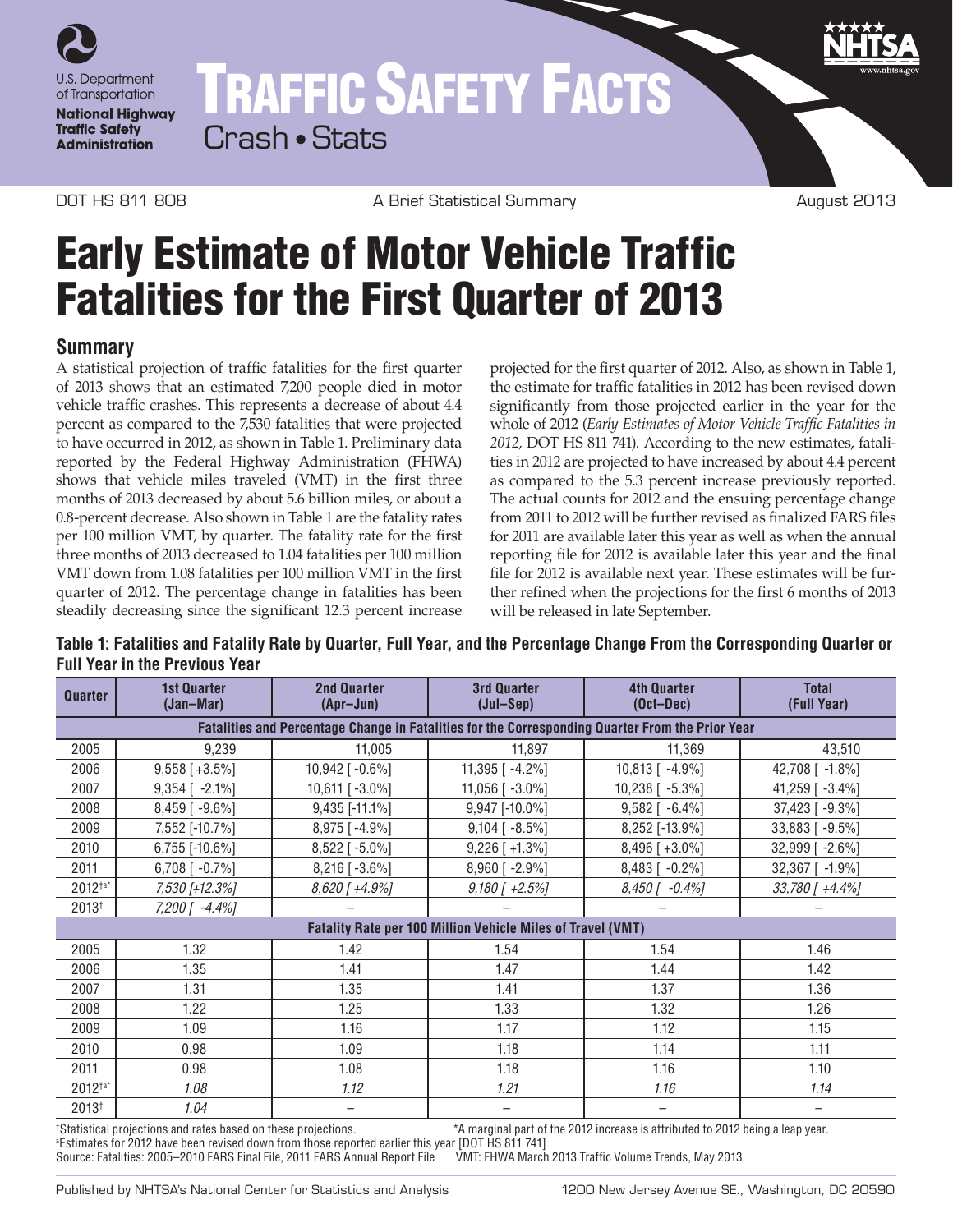U.S. Department of Transportation

**National Highway Traffic Safety Administration**

# TRAFFIC SAFETY FACTS

Crash • Stats

DOT HS 811 808 — A Brief Statistical Summary — August 2013

# Early Estimate of Motor Vehicle Traffic Fatalities for the First Quarter of 2013

## Summary

A statistical projection of traffic fatalities for the first quarter of 2013 shows that an estimated 7,200 people died in motor vehicle traffic crashes. This represents a decrease of about 4.4 percent as compared to the 7,530 fatalities that were projected to have occurred in 2012, as shown in Table 1. Preliminary data reported by the Federal Highway Administration (FHWA) shows that vehicle miles traveled (VMT) in the first three months of 2013 decreased by about 5.6 billion miles, or about a 0.8-percent decrease. Also shown in Table 1 are the fatality rates per 100 million VMT, by quarter. The fatality rate for the first three months of 2013 decreased to 1.04 fatalities per 100 million VMT down from 1.08 fatalities per 100 million VMT in the first quarter of 2012. The percentage change in fatalities has been steadily decreasing since the significant 12.3 percent increase projected for the first quarter of 2012. Also, as shown in Table 1, the estimate for traffic fatalities in 2012 has been revised down significantly from those projected earlier in the year for the whole of 2012 (*Early Estimates of Motor Vehicle Traffic Fatalities in 2012,* DOT HS 811 741). According to the new estimates, fatalities in 2012 are projected to have increased by about 4.4 percent as compared to the 5.3 percent increase previously reported. The actual counts for 2012 and the ensuing percentage change from 2011 to 2012 will be further revised as finalized FARS files for 2011 are available later this year as well as when the annual reporting file for 2012 is available later this year and the final file for 2012 is available next year. These estimates will be further refined when the projections for the first 6 months of 2013 will be released in late September.

**Table 1: Fatalities and Fatality Rate by Quarter, Full Year, and the Percentage Change From the Corresponding Quarter or Full Year in the Previous Year**

| Quarter | 1st Quarter (Jan–Mar) | 2nd Quarter (Apr–Jun) | 3rd Quarter (Jul–Sep) | 4th Quarter (Oct–Dec) | Total (Full Year) |
|---|---|---|---|---|---|
| **Fatalities and Percentage Change in Fatalities for the Corresponding Quarter From the Prior Year** | | | | | |
| 2005 | 9,239 | 11,005 | 11,897 | 11,369 | 43,510 |
| 2006 | 9,558 [+3.5%] | 10,942 [ -0.6%] | 11,395 [ -4.2%] | 10,813 [ -4.9%] | 42,708 [ -1.8%] |
| 2007 | 9,354 [ -2.1%] | 10,611 [ -3.0%] | 11,056 [ -3.0%] | 10,238 [ -5.3%] | 41,259 [ -3.4%] |
| 2008 | 8,459 [ -9.6%] | 9,435 [-11.1%] | 9,947 [-10.0%] | 9,582 [ -6.4%] | 37,423 [ -9.3%] |
| 2009 | 7,552 [-10.7%] | 8,975 [ -4.9%] | 9,104 [ -8.5%] | 8,252 [-13.9%] | 33,883 [ -9.5%] |
| 2010 | 6,755 [-10.6%] | 8,522 [ -5.0%] | 9,226 [ +1.3%] | 8,496 [ +3.0%] | 32,999 [ -2.6%] |
| 2011 | 6,708 [ -0.7%] | 8,216 [ -3.6%] | 8,960 [ -2.9%] | 8,483 [ -0.2%] | 32,367 [ -1.9%] |
| 2012[†a*] | *7,530 [+12.3%]* | *8,620 [ +4.9%]* | *9,180 [ +2.5%]* | *8,450 [ -0.4%]* | *33,780 [ +4.4%]* |
| 2013[†] | *7,200 [ -4.4%]* | – | – | – | – |
| **Fatality Rate per 100 Million Vehicle Miles of Travel (VMT)** | | | | | |
| 2005 | 1.32 | 1.42 | 1.54 | 1.54 | 1.46 |
| 2006 | 1.35 | 1.41 | 1.47 | 1.44 | 1.42 |
| 2007 | 1.31 | 1.35 | 1.41 | 1.37 | 1.36 |
| 2008 | 1.22 | 1.25 | 1.33 | 1.32 | 1.26 |
| 2009 | 1.09 | 1.16 | 1.17 | 1.12 | 1.15 |
| 2010 | 0.98 | 1.09 | 1.18 | 1.14 | 1.11 |
| 2011 | 0.98 | 1.08 | 1.18 | 1.16 | 1.10 |
| 2012[†a*] | *1.08* | *1.12* | *1.21* | *1.16* | *1.14* |
| 2013[†] | *1.04* | – | – | – | – |

[†]Statistical projections and rates based on these projections. *A marginal part of the 2012 increase is attributed to 2012 being a leap year.

[a]Estimates for 2012 have been revised down from those reported earlier this year [DOT HS 811 741]

Source: Fatalities: 2005–2010 FARS Final File, 2011 FARS Annual Report File VMT: FHWA March 2013 Traffic Volume Trends, May 2013

Published by NHTSA's National Center for Statistics and Analysis — 1200 New Jersey Avenue SE., Washington, DC 20590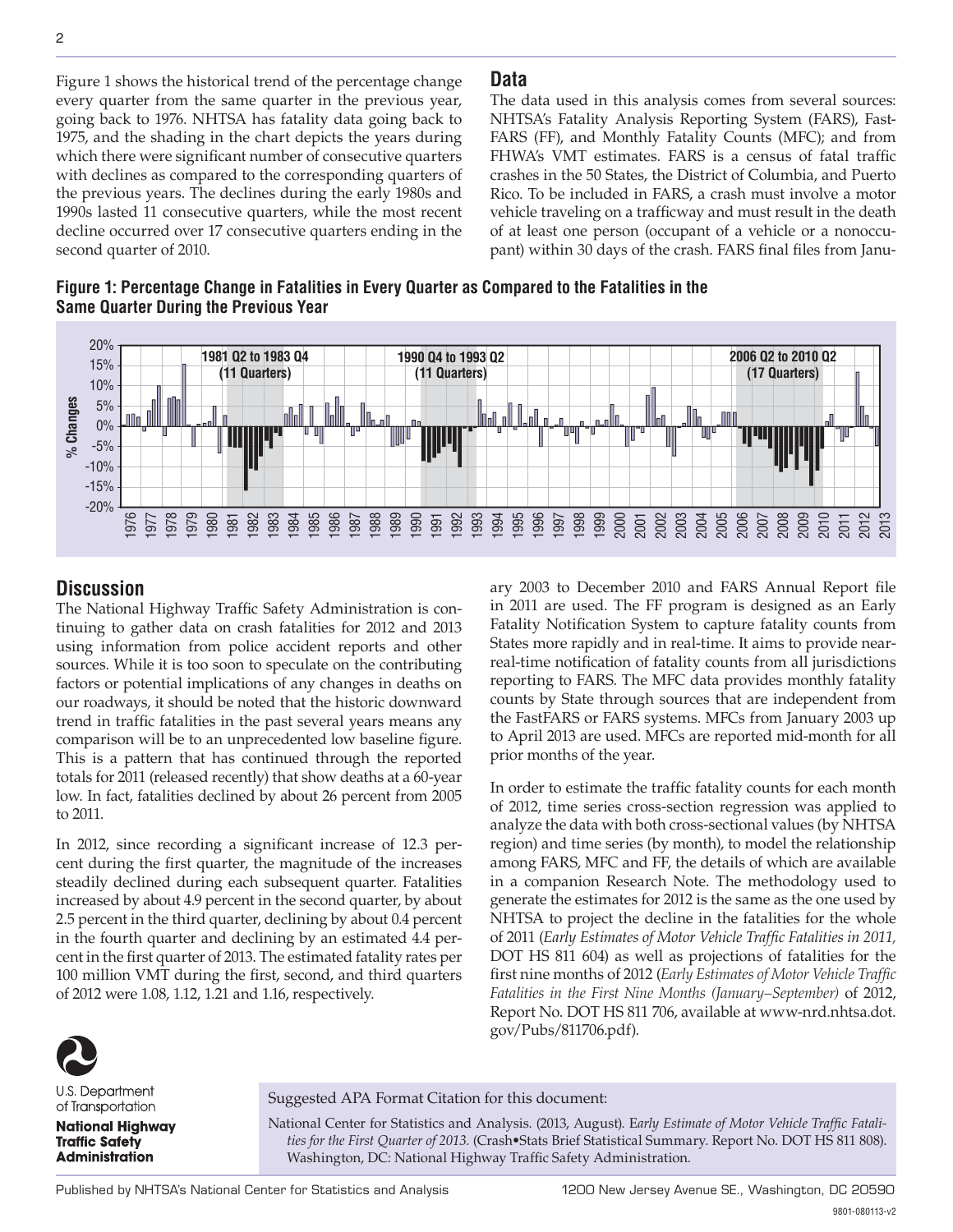Figure 1 shows the historical trend of the percentage change every quarter from the same quarter in the previous year, going back to 1976. NHTSA has fatality data going back to 1975, and the shading in the chart depicts the years during which there were significant number of consecutive quarters with declines as compared to the corresponding quarters of the previous years. The declines during the early 1980s and 1990s lasted 11 consecutive quarters, while the most recent decline occurred over 17 consecutive quarters ending in the second quarter of 2010.

## Data

The data used in this analysis comes from several sources: NHTSA's Fatality Analysis Reporting System (FARS), Fast-FARS (FF), and Monthly Fatality Counts (MFC); and from FHWA's VMT estimates. FARS is a census of fatal traffic crashes in the 50 States, the District of Columbia, and Puerto Rico. To be included in FARS, a crash must involve a motor vehicle traveling on a trafficway and must result in the death of at least one person (occupant of a vehicle or a nonoccupant) within 30 days of the crash. FARS final files from January 2003 to December 2010 and FARS Annual Report file in 2011 are used. The FF program is designed as an Early Fatality Notification System to capture fatality counts from States more rapidly and in real-time. It aims to provide near-real-time notification of fatality counts from all jurisdictions reporting to FARS. The MFC data provides monthly fatality counts by State through sources that are independent from the FastFARS or FARS systems. MFCs from January 2003 up to April 2013 are used. MFCs are reported mid-month for all prior months of the year.

In order to estimate the traffic fatality counts for each month of 2012, time series cross-section regression was applied to analyze the data with both cross-sectional values (by NHTSA region) and time series (by month), to model the relationship among FARS, MFC and FF, the details of which are available in a companion Research Note. The methodology used to generate the estimates for 2012 is the same as the one used by NHTSA to project the decline in the fatalities for the whole of 2011 (*Early Estimates of Motor Vehicle Traffic Fatalities in 2011,* DOT HS 811 604) as well as projections of fatalities for the first nine months of 2012 (*Early Estimates of Motor Vehicle Traffic Fatalities in the First Nine Months (January–September)* of 2012, Report No. DOT HS 811 706, available at www-nrd.nhtsa.dot.gov/Pubs/811706.pdf).

**Figure 1: Percentage Change in Fatalities in Every Quarter as Compared to the Fatalities in the Same Quarter During the Previous Year**

% Changes
20%
15%
10%
5%
0%
-5%
-10%
-15%
-20%

1981 Q2 to 1983 Q4 (11 Quarters)
1990 Q4 to 1993 Q2 (11 Quarters)
2006 Q2 to 2010 Q2 (17 Quarters)

1976 1977 1978 1979 1980 1981 1982 1983 1984 1985 1986 1987 1988 1989 1990 1991 1992 1993 1994 1995 1996 1997 1998 1999 2000 2001 2002 2003 2004 2005 2006 2007 2008 2009 2010 2011 2012 2013

## Discussion

The National Highway Traffic Safety Administration is continuing to gather data on crash fatalities for 2012 and 2013 using information from police accident reports and other sources. While it is too soon to speculate on the contributing factors or potential implications of any changes in deaths on our roadways, it should be noted that the historic downward trend in traffic fatalities in the past several years means any comparison will be to an unprecedented low baseline figure. This is a pattern that has continued through the reported totals for 2011 (released recently) that show deaths at a 60-year low. In fact, fatalities declined by about 26 percent from 2005 to 2011.

In 2012, since recording a significant increase of 12.3 percent during the first quarter, the magnitude of the increases steadily declined during each subsequent quarter. Fatalities increased by about 4.9 percent in the second quarter, by about 2.5 percent in the third quarter, declining by about 0.4 percent in the fourth quarter and declining by an estimated 4.4 percent in the first quarter of 2013. The estimated fatality rates per 100 million VMT during the first, second, and third quarters of 2012 were 1.08, 1.12, 1.21 and 1.16, respectively.

U.S. Department of Transportation

**National Highway Traffic Safety Administration**

Suggested APA Format Citation for this document:

National Center for Statistics and Analysis. (2013, August). *Early Estimate of Motor Vehicle Traffic Fatalities for the First Quarter of 2013.* (Crash•Stats Brief Statistical Summary. Report No. DOT HS 811 808). Washington, DC: National Highway Traffic Safety Administration.

Published by NHTSA's National Center for Statistics and Analysis 1200 New Jersey Avenue SE., Washington, DC 20590

9801-080113-v2